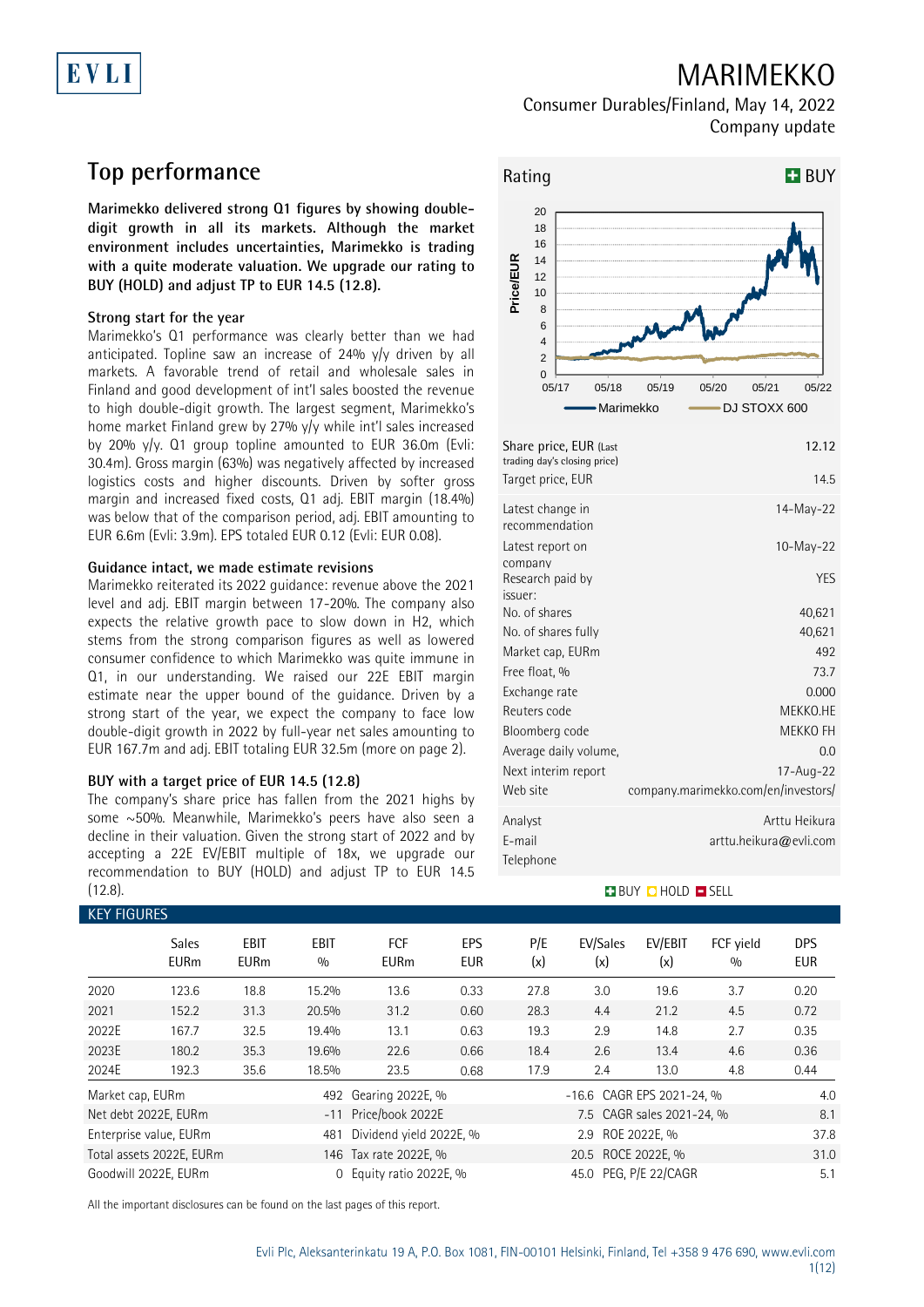# MARIMEKKO

Consumer Durables/Finland, May 14, 2022
Company update

## Top performance

**Marimekko delivered strong Q1 figures by showing double-digit growth in all its markets. Although the market environment includes uncertainties, Marimekko is trading with a quite moderate valuation. We upgrade our rating to BUY (HOLD) and adjust TP to EUR 14.5 (12.8).**

### Strong start for the year

Marimekko's Q1 performance was clearly better than we had anticipated. Topline saw an increase of 24% y/y driven by all markets. A favorable trend of retail and wholesale sales in Finland and good development of int'l sales boosted the revenue to high double-digit growth. The largest segment, Marimekko's home market Finland grew by 27% y/y while int'l sales increased by 20% y/y. Q1 group topline amounted to EUR 36.0m (Evli: 30.4m). Gross margin (63%) was negatively affected by increased logistics costs and higher discounts. Driven by softer gross margin and increased fixed costs, Q1 adj. EBIT margin (18.4%) was below that of the comparison period, adj. EBIT amounting to EUR 6.6m (Evli: 3.9m). EPS totaled EUR 0.12 (Evli: EUR 0.08).

### Guidance intact, we made estimate revisions

Marimekko reiterated its 2022 guidance: revenue above the 2021 level and adj. EBIT margin between 17-20%. The company also expects the relative growth pace to slow down in H2, which stems from the strong comparison figures as well as lowered consumer confidence to which Marimekko was quite immune in Q1, in our understanding. We raised our 22E EBIT margin estimate near the upper bound of the guidance. Driven by a strong start of the year, we expect the company to face low double-digit growth in 2022 by full-year net sales amounting to EUR 167.7m and adj. EBIT totaling EUR 32.5m (more on page 2).

### BUY with a target price of EUR 14.5 (12.8)

The company's share price has fallen from the 2021 highs by some ~50%. Meanwhile, Marimekko's peers have also seen a decline in their valuation. Given the strong start of 2022 and by accepting a 22E EV/EBIT multiple of 18x, we upgrade our recommendation to BUY (HOLD) and adjust TP to EUR 14.5 (12.8).

**Rating: BUY**

| | |
|---|---|
| Share price, EUR (Last trading day's closing price) | 12.12 |
| Target price, EUR | 14.5 |
| Latest change in recommendation | 14-May-22 |
| Latest report on company | 10-May-22 |
| Research paid by issuer: | YES |
| No. of shares | 40,621 |
| No. of shares fully | 40,621 |
| Market cap, EURm | 492 |
| Free float, % | 73.7 |
| Exchange rate | 0.000 |
| Reuters code | MEKKO.HE |
| Bloomberg code | MEKKO FH |
| Average daily volume, | 0.0 |
| Next interim report | 17-Aug-22 |
| Web site | company.marimekko.com/en/investors/ |
| Analyst | Arttu Heikura |
| E-mail | arttu.heikura@evli.com |
| Telephone | |

BUY / HOLD / SELL

### KEY FIGURES

| | Sales EURm | EBIT EURm | EBIT % | FCF EURm | EPS EUR | P/E (x) | EV/Sales (x) | EV/EBIT (x) | FCF yield % | DPS EUR |
|---|---|---|---|---|---|---|---|---|---|---|
| 2020 | 123.6 | 18.8 | 15.2% | 13.6 | 0.33 | 27.8 | 3.0 | 19.6 | 3.7 | 0.20 |
| 2021 | 152.2 | 31.3 | 20.5% | 31.2 | 0.60 | 28.3 | 4.4 | 21.2 | 4.5 | 0.72 |
| 2022E | 167.7 | 32.5 | 19.4% | 13.1 | 0.63 | 19.3 | 2.9 | 14.8 | 2.7 | 0.35 |
| 2023E | 180.2 | 35.3 | 19.6% | 22.6 | 0.66 | 18.4 | 2.6 | 13.4 | 4.6 | 0.36 |
| 2024E | 192.3 | 35.6 | 18.5% | 23.5 | 0.68 | 17.9 | 2.4 | 13.0 | 4.8 | 0.44 |

| | | | | | |
|---|---|---|---|---|---|
| Market cap, EURm | 492 | Gearing 2022E, % | -16.6 | CAGR EPS 2021-24, % | 4.0 |
| Net debt 2022E, EURm | -11 | Price/book 2022E | 7.5 | CAGR sales 2021-24, % | 8.1 |
| Enterprise value, EURm | 481 | Dividend yield 2022E, % | 2.9 | ROE 2022E, % | 37.8 |
| Total assets 2022E, EURm | 146 | Tax rate 2022E, % | 20.5 | ROCE 2022E, % | 31.0 |
| Goodwill 2022E, EURm | 0 | Equity ratio 2022E, % | 45.0 | PEG, P/E 22/CAGR | 5.1 |

All the important disclosures can be found on the last pages of this report.

Evli Plc, Aleksanterinkatu 19 A, P.O. Box 1081, FIN-00101 Helsinki, Finland, Tel +358 9 476 690, www.evli.com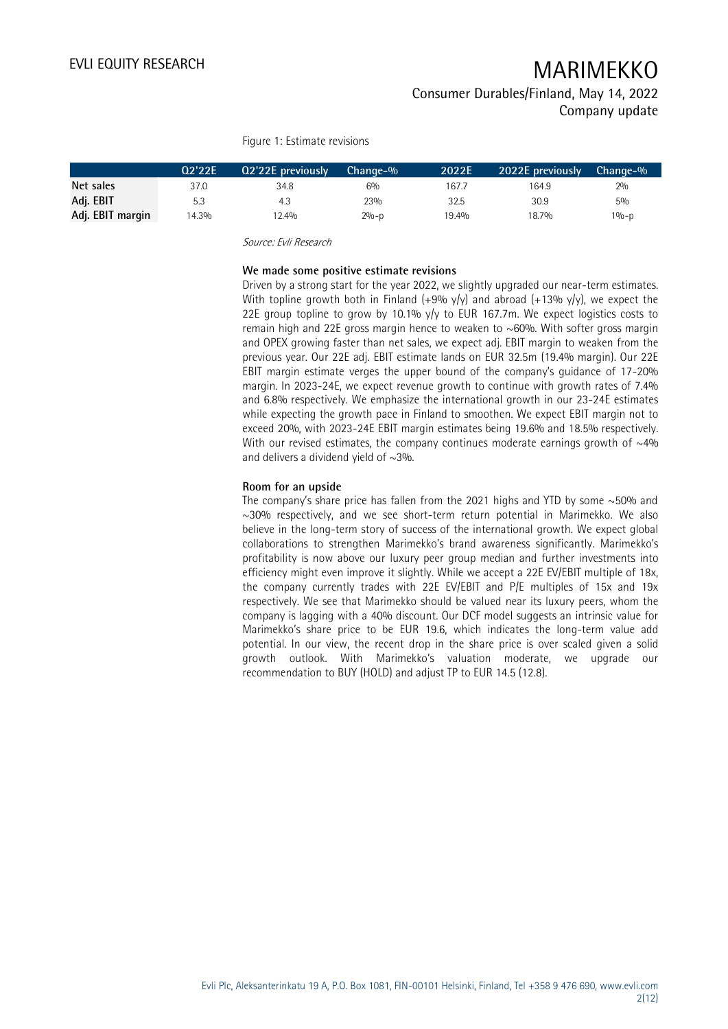Figure 1: Estimate revisions

| | Q2'22E | Q2'22E previously | Change-% | 2022E | 2022E previously | Change-% |
|---|---|---|---|---|---|---|
| Net sales | 37.0 | 34.8 | 6% | 167.7 | 164.9 | 2% |
| Adj. EBIT | 5.3 | 4.3 | 23% | 32.5 | 30.9 | 5% |
| Adj. EBIT margin | 14.3% | 12.4% | 2%-p | 19.4% | 18.7% | 1%-p |

*Source: Evli Research*

**We made some positive estimate revisions**

Driven by a strong start for the year 2022, we slightly upgraded our near-term estimates. With topline growth both in Finland (+9% y/y) and abroad (+13% y/y), we expect the 22E group topline to grow by 10.1% y/y to EUR 167.7m. We expect logistics costs to remain high and 22E gross margin hence to weaken to ~60%. With softer gross margin and OPEX growing faster than net sales, we expect adj. EBIT margin to weaken from the previous year. Our 22E adj. EBIT estimate lands on EUR 32.5m (19.4% margin). Our 22E EBIT margin estimate verges the upper bound of the company's guidance of 17-20% margin. In 2023-24E, we expect revenue growth to continue with growth rates of 7.4% and 6.8% respectively. We emphasize the international growth in our 23-24E estimates while expecting the growth pace in Finland to smoothen. We expect EBIT margin not to exceed 20%, with 2023-24E EBIT margin estimates being 19.6% and 18.5% respectively. With our revised estimates, the company continues moderate earnings growth of ~4% and delivers a dividend yield of ~3%.

**Room for an upside**

The company's share price has fallen from the 2021 highs and YTD by some ~50% and ~30% respectively, and we see short-term return potential in Marimekko. We also believe in the long-term story of success of the international growth. We expect global collaborations to strengthen Marimekko's brand awareness significantly. Marimekko's profitability is now above our luxury peer group median and further investments into efficiency might even improve it slightly. While we accept a 22E EV/EBIT multiple of 18x, the company currently trades with 22E EV/EBIT and P/E multiples of 15x and 19x respectively. We see that Marimekko should be valued near its luxury peers, whom the company is lagging with a 40% discount. Our DCF model suggests an intrinsic value for Marimekko's share price to be EUR 19.6, which indicates the long-term value add potential. In our view, the recent drop in the share price is over scaled given a solid growth outlook. With Marimekko's valuation moderate, we upgrade our recommendation to BUY (HOLD) and adjust TP to EUR 14.5 (12.8).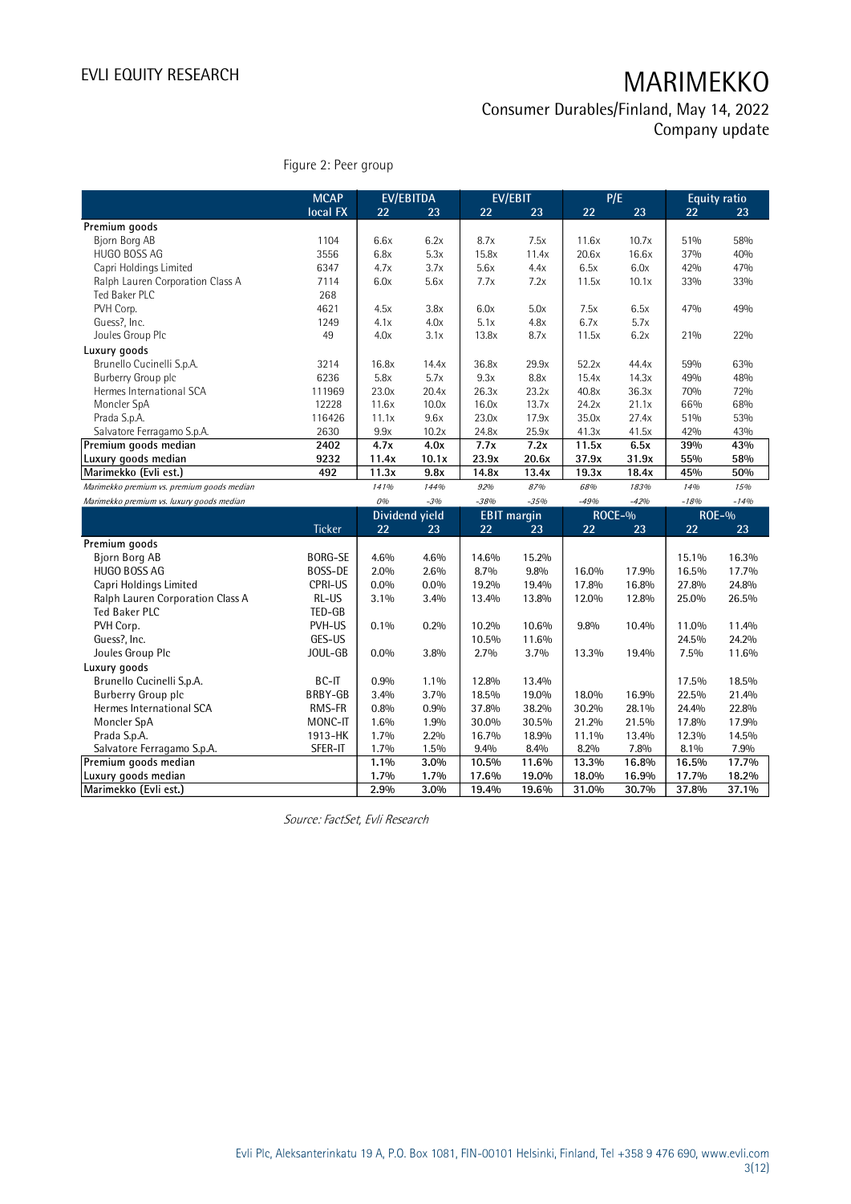Figure 2: Peer group

| | MCAP local FX | EV/EBITDA 22 | 23 | EV/EBIT 22 | 23 | P/E 22 | 23 | Equity ratio 22 | 23 |
|---|---|---|---|---|---|---|---|---|---|
| **Premium goods** | | | | | | | | | |
| Bjorn Borg AB | 1104 | 6.6x | 6.2x | 8.7x | 7.5x | 11.6x | 10.7x | 51% | 58% |
| HUGO BOSS AG | 3556 | 6.8x | 5.3x | 15.8x | 11.4x | 20.6x | 16.6x | 37% | 40% |
| Capri Holdings Limited | 6347 | 4.7x | 3.7x | 5.6x | 4.4x | 6.5x | 6.0x | 42% | 47% |
| Ralph Lauren Corporation Class A | 7114 | 6.0x | 5.6x | 7.7x | 7.2x | 11.5x | 10.1x | 33% | 33% |
| Ted Baker PLC | 268 | | | | | | | | |
| PVH Corp. | 4621 | 4.5x | 3.8x | 6.0x | 5.0x | 7.5x | 6.5x | 47% | 49% |
| Guess?, Inc. | 1249 | 4.1x | 4.0x | 5.1x | 4.8x | 6.7x | 5.7x | | |
| Joules Group Plc | 49 | 4.0x | 3.1x | 13.8x | 8.7x | 11.5x | 6.2x | 21% | 22% |
| **Luxury goods** | | | | | | | | | |
| Brunello Cucinelli S.p.A. | 3214 | 16.8x | 14.4x | 36.8x | 29.9x | 52.2x | 44.4x | 59% | 63% |
| Burberry Group plc | 6236 | 5.8x | 5.7x | 9.3x | 8.8x | 15.4x | 14.3x | 49% | 48% |
| Hermes International SCA | 111969 | 23.0x | 20.4x | 26.3x | 23.2x | 40.8x | 36.3x | 70% | 72% |
| Moncler SpA | 12228 | 11.6x | 10.0x | 16.0x | 13.7x | 24.2x | 21.1x | 66% | 68% |
| Prada S.p.A. | 116426 | 11.1x | 9.6x | 23.0x | 17.9x | 35.0x | 27.4x | 51% | 53% |
| Salvatore Ferragamo S.p.A. | 2630 | 9.9x | 10.2x | 24.8x | 25.9x | 41.3x | 41.5x | 42% | 43% |
| **Premium goods median** | **2402** | **4.7x** | **4.0x** | **7.7x** | **7.2x** | **11.5x** | **6.5x** | **39%** | **43%** |
| **Luxury goods median** | **9232** | **11.4x** | **10.1x** | **23.9x** | **20.6x** | **37.9x** | **31.9x** | **55%** | **58%** |
| **Marimekko (Evli est.)** | **492** | **11.3x** | **9.8x** | **14.8x** | **13.4x** | **19.3x** | **18.4x** | **45%** | **50%** |
| *Marimekko premium vs. premium goods median* | | *141%* | *144%* | *92%* | *87%* | *68%* | *183%* | *14%* | *15%* |
| *Marimekko premium vs. luxury goods median* | | *0%* | *-3%* | *-38%* | *-35%* | *-49%* | *-42%* | *-18%* | *-14%* |

| | Ticker | Dividend yield 22 | 23 | EBIT margin 22 | 23 | ROCE-% 22 | 23 | ROE-% 22 | 23 |
|---|---|---|---|---|---|---|---|---|---|
| **Premium goods** | | | | | | | | | |
| Bjorn Borg AB | BORG-SE | 4.6% | 4.6% | 14.6% | 15.2% | | | 15.1% | 16.3% |
| HUGO BOSS AG | BOSS-DE | 2.0% | 2.6% | 8.7% | 9.8% | 16.0% | 17.9% | 16.5% | 17.7% |
| Capri Holdings Limited | CPRI-US | 0.0% | 0.0% | 19.2% | 19.4% | 17.8% | 16.8% | 27.8% | 24.8% |
| Ralph Lauren Corporation Class A | RL-US | 3.1% | 3.4% | 13.4% | 13.8% | 12.0% | 12.8% | 25.0% | 26.5% |
| Ted Baker PLC | TED-GB | | | | | | | | |
| PVH Corp. | PVH-US | 0.1% | 0.2% | 10.2% | 10.6% | 9.8% | 10.4% | 11.0% | 11.4% |
| Guess?, Inc. | GES-US | | | 10.5% | 11.6% | | | 24.5% | 24.2% |
| Joules Group Plc | JOUL-GB | 0.0% | 3.8% | 2.7% | 3.7% | 13.3% | 19.4% | 7.5% | 11.6% |
| **Luxury goods** | | | | | | | | | |
| Brunello Cucinelli S.p.A. | BC-IT | 0.9% | 1.1% | 12.8% | 13.4% | | | 17.5% | 18.5% |
| Burberry Group plc | BRBY-GB | 3.4% | 3.7% | 18.5% | 19.0% | 18.0% | 16.9% | 22.5% | 21.4% |
| Hermes International SCA | RMS-FR | 0.8% | 0.9% | 37.8% | 38.2% | 30.2% | 28.1% | 24.4% | 22.8% |
| Moncler SpA | MONC-IT | 1.6% | 1.9% | 30.0% | 30.5% | 21.2% | 21.5% | 17.8% | 17.9% |
| Prada S.p.A. | 1913-HK | 1.7% | 2.2% | 16.7% | 18.9% | 11.1% | 13.4% | 12.3% | 14.5% |
| Salvatore Ferragamo S.p.A. | SFER-IT | 1.7% | 1.5% | 9.4% | 8.4% | 8.2% | 7.8% | 8.1% | 7.9% |
| **Premium goods median** | | **1.1%** | **3.0%** | **10.5%** | **11.6%** | **13.3%** | **16.8%** | **16.5%** | **17.7%** |
| **Luxury goods median** | | **1.7%** | **1.7%** | **17.6%** | **19.0%** | **18.0%** | **16.9%** | **17.7%** | **18.2%** |
| **Marimekko (Evli est.)** | | **2.9%** | **3.0%** | **19.4%** | **19.6%** | **31.0%** | **30.7%** | **37.8%** | **37.1%** |

*Source: FactSet, Evli Research*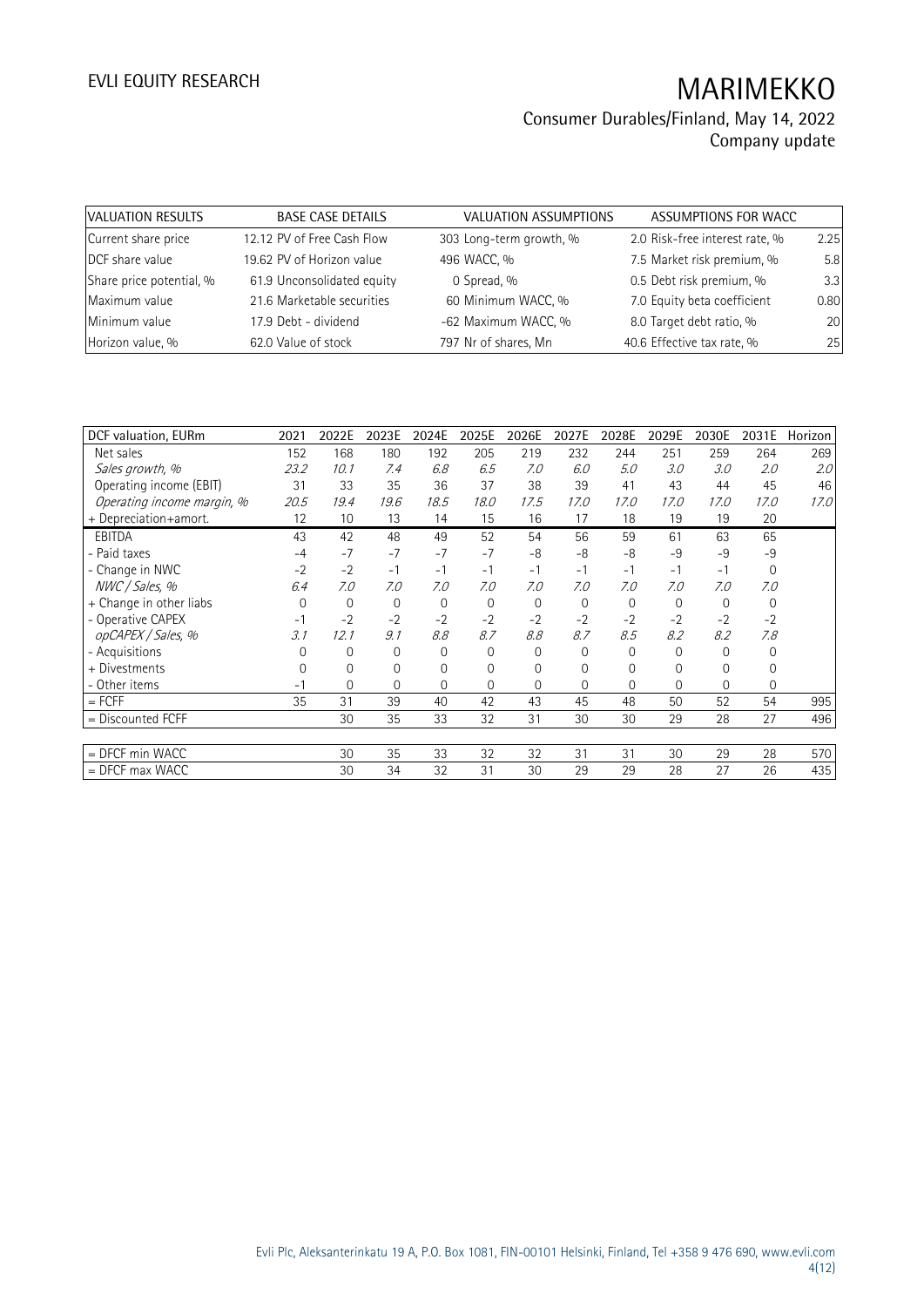| VALUATION RESULTS | BASE CASE DETAILS | VALUATION ASSUMPTIONS | ASSUMPTIONS FOR WACC |
|---|---|---|---|
| Current share price | 12.12 PV of Free Cash Flow | 303 Long-term growth, % | 2.0 Risk-free interest rate, % | 2.25 |
| DCF share value | 19.62 PV of Horizon value | 496 WACC, % | 7.5 Market risk premium, % | 5.8 |
| Share price potential, % | 61.9 Unconsolidated equity | 0 Spread, % | 0.5 Debt risk premium, % | 3.3 |
| Maximum value | 21.6 Marketable securities | 60 Minimum WACC, % | 7.0 Equity beta coefficient | 0.80 |
| Minimum value | 17.9 Debt - dividend | -62 Maximum WACC, % | 8.0 Target debt ratio, % | 20 |
| Horizon value, % | 62.0 Value of stock | 797 Nr of shares, Mn | 40.6 Effective tax rate, % | 25 |

| DCF valuation, EURm | 2021 | 2022E | 2023E | 2024E | 2025E | 2026E | 2027E | 2028E | 2029E | 2030E | 2031E | Horizon |
|---|---|---|---|---|---|---|---|---|---|---|---|---|
| Net sales | 152 | 168 | 180 | 192 | 205 | 219 | 232 | 244 | 251 | 259 | 264 | 269 |
| *Sales growth, %* | *23.2* | *10.1* | *7.4* | *6.8* | *6.5* | *7.0* | *6.0* | *5.0* | *3.0* | *3.0* | *2.0* | *2.0* |
| Operating income (EBIT) | 31 | 33 | 35 | 36 | 37 | 38 | 39 | 41 | 43 | 44 | 45 | 46 |
| *Operating income margin, %* | *20.5* | *19.4* | *19.6* | *18.5* | *18.0* | *17.5* | *17.0* | *17.0* | *17.0* | *17.0* | *17.0* | *17.0* |
| + Depreciation+amort. | 12 | 10 | 13 | 14 | 15 | 16 | 17 | 18 | 19 | 19 | 20 | |
| EBITDA | 43 | 42 | 48 | 49 | 52 | 54 | 56 | 59 | 61 | 63 | 65 | |
| - Paid taxes | -4 | -7 | -7 | -7 | -7 | -8 | -8 | -8 | -9 | -9 | -9 | |
| - Change in NWC | -2 | -2 | -1 | -1 | -1 | -1 | -1 | -1 | -1 | -1 | 0 | |
| *NWC / Sales, %* | *6.4* | *7.0* | *7.0* | *7.0* | *7.0* | *7.0* | *7.0* | *7.0* | *7.0* | *7.0* | *7.0* | |
| + Change in other liabs | 0 | 0 | 0 | 0 | 0 | 0 | 0 | 0 | 0 | 0 | 0 | |
| - Operative CAPEX | -1 | -2 | -2 | -2 | -2 | -2 | -2 | -2 | -2 | -2 | -2 | |
| *opCAPEX / Sales, %* | *3.1* | *12.1* | *9.1* | *8.8* | *8.7* | *8.8* | *8.7* | *8.5* | *8.2* | *8.2* | *7.8* | |
| - Acquisitions | 0 | 0 | 0 | 0 | 0 | 0 | 0 | 0 | 0 | 0 | 0 | |
| + Divestments | 0 | 0 | 0 | 0 | 0 | 0 | 0 | 0 | 0 | 0 | 0 | |
| - Other items | -1 | 0 | 0 | 0 | 0 | 0 | 0 | 0 | 0 | 0 | 0 | |
| = FCFF | 35 | 31 | 39 | 40 | 42 | 43 | 45 | 48 | 50 | 52 | 54 | 995 |
| = Discounted FCFF | | 30 | 35 | 33 | 32 | 31 | 30 | 30 | 29 | 28 | 27 | 496 |
| | | | | | | | | | | | | |
| = DFCF min WACC | | 30 | 35 | 33 | 32 | 32 | 31 | 31 | 30 | 29 | 28 | 570 |
| = DFCF max WACC | | 30 | 34 | 32 | 31 | 30 | 29 | 29 | 28 | 27 | 26 | 435 |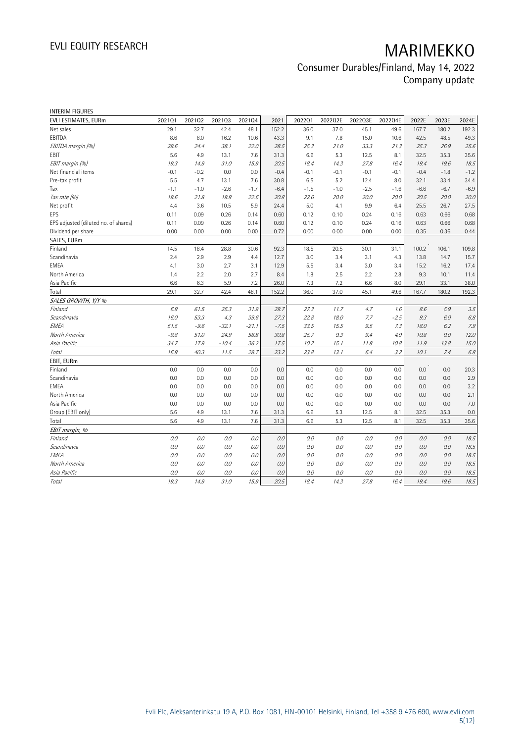INTERIM FIGURES

| EVLI ESTIMATES, EURm | 2021Q1 | 2021Q2 | 2021Q3 | 2021Q4 | 2021 | 2022Q1 | 2022Q2E | 2022Q3E | 2022Q4E | 2022E | 2023E | 2024E |
|---|---|---|---|---|---|---|---|---|---|---|---|---|
| Net sales | 29.1 | 32.7 | 42.4 | 48.1 | 152.2 | 36.0 | 37.0 | 45.1 | 49.6 | 167.7 | 180.2 | 192.3 |
| EBITDA | 8.6 | 8.0 | 16.2 | 10.6 | 43.3 | 9.1 | 7.8 | 15.0 | 10.6 | 42.5 | 48.5 | 49.3 |
| *EBITDA margin (%)* | *29.6* | *24.4* | *38.1* | *22.0* | *28.5* | *25.3* | *21.0* | *33.3* | *21.3* | *25.3* | *26.9* | *25.6* |
| EBIT | 5.6 | 4.9 | 13.1 | 7.6 | 31.3 | 6.6 | 5.3 | 12.5 | 8.1 | 32.5 | 35.3 | 35.6 |
| *EBIT margin (%)* | *19.3* | *14.9* | *31.0* | *15.9* | *20.5* | *18.4* | *14.3* | *27.8* | *16.4* | *19.4* | *19.6* | *18.5* |
| Net financial items | -0.1 | -0.2 | 0.0 | 0.0 | -0.4 | -0.1 | -0.1 | -0.1 | -0.1 | -0.4 | -1.8 | -1.2 |
| Pre-tax profit | 5.5 | 4.7 | 13.1 | 7.6 | 30.8 | 6.5 | 5.2 | 12.4 | 8.0 | 32.1 | 33.4 | 34.4 |
| Tax | -1.1 | -1.0 | -2.6 | -1.7 | -6.4 | -1.5 | -1.0 | -2.5 | -1.6 | -6.6 | -6.7 | -6.9 |
| *Tax rate (%)* | *19.6* | *21.8* | *19.9* | *22.6* | *20.8* | *22.6* | *20.0* | *20.0* | *20.0* | *20.5* | *20.0* | *20.0* |
| Net profit | 4.4 | 3.6 | 10.5 | 5.9 | 24.4 | 5.0 | 4.1 | 9.9 | 6.4 | 25.5 | 26.7 | 27.5 |
| EPS | 0.11 | 0.09 | 0.26 | 0.14 | 0.60 | 0.12 | 0.10 | 0.24 | 0.16 | 0.63 | 0.66 | 0.68 |
| EPS adjusted (diluted no. of shares) | 0.11 | 0.09 | 0.26 | 0.14 | 0.60 | 0.12 | 0.10 | 0.24 | 0.16 | 0.63 | 0.66 | 0.68 |
| Dividend per share | 0.00 | 0.00 | 0.00 | 0.00 | 0.72 | 0.00 | 0.00 | 0.00 | 0.00 | 0.35 | 0.36 | 0.44 |
| **SALES, EURm** | | | | | | | | | | | | |
| Finland | 14.5 | 18.4 | 28.8 | 30.6 | 92.3 | 18.5 | 20.5 | 30.1 | 31.1 | 100.2 | 106.1 | 109.8 |
| Scandinavia | 2.4 | 2.9 | 2.9 | 4.4 | 12.7 | 3.0 | 3.4 | 3.1 | 4.3 | 13.8 | 14.7 | 15.7 |
| EMEA | 4.1 | 3.0 | 2.7 | 3.1 | 12.9 | 5.5 | 3.4 | 3.0 | 3.4 | 15.2 | 16.2 | 17.4 |
| North America | 1.4 | 2.2 | 2.0 | 2.7 | 8.4 | 1.8 | 2.5 | 2.2 | 2.8 | 9.3 | 10.1 | 11.4 |
| Asia Pacific | 6.6 | 6.3 | 5.9 | 7.2 | 26.0 | 7.3 | 7.2 | 6.6 | 8.0 | 29.1 | 33.1 | 38.0 |
| Total | 29.1 | 32.7 | 42.4 | 48.1 | 152.2 | 36.0 | 37.0 | 45.1 | 49.6 | 167.7 | 180.2 | 192.3 |
| ***SALES GROWTH, Y/Y %*** | | | | | | | | | | | | |
| *Finland* | *6.9* | *61.5* | *25.3* | *31.9* | *29.7* | *27.3* | *11.7* | *4.7* | *1.6* | *8.6* | *5.9* | *3.5* |
| *Scandinavia* | *16.0* | *53.3* | *4.3* | *39.6* | *27.3* | *22.8* | *18.0* | *7.7* | *-2.5* | *9.3* | *6.0* | *6.8* |
| *EMEA* | *51.5* | *-9.6* | *-32.1* | *-21.1* | *-7.5* | *33.5* | *15.5* | *9.5* | *7.3* | *18.0* | *6.2* | *7.9* |
| *North America* | *-9.8* | *51.0* | *24.9* | *56.8* | *30.8* | *25.7* | *9.3* | *9.4* | *4.9* | *10.8* | *9.0* | *12.0* |
| *Asia Pacific* | *34.7* | *17.9* | *-10.4* | *36.2* | *17.5* | *10.2* | *15.1* | *11.8* | *10.8* | *11.9* | *13.8* | *15.0* |
| *Total* | *16.9* | *40.3* | *11.5* | *28.7* | *23.2* | *23.8* | *13.1* | *6.4* | *3.2* | *10.1* | *7.4* | *6.8* |
| **EBIT, EURm** | | | | | | | | | | | | |
| Finland | 0.0 | 0.0 | 0.0 | 0.0 | 0.0 | 0.0 | 0.0 | 0.0 | 0.0 | 0.0 | 0.0 | 20.3 |
| Scandinavia | 0.0 | 0.0 | 0.0 | 0.0 | 0.0 | 0.0 | 0.0 | 0.0 | 0.0 | 0.0 | 0.0 | 2.9 |
| EMEA | 0.0 | 0.0 | 0.0 | 0.0 | 0.0 | 0.0 | 0.0 | 0.0 | 0.0 | 0.0 | 0.0 | 3.2 |
| North America | 0.0 | 0.0 | 0.0 | 0.0 | 0.0 | 0.0 | 0.0 | 0.0 | 0.0 | 0.0 | 0.0 | 2.1 |
| Asia Pacific | 0.0 | 0.0 | 0.0 | 0.0 | 0.0 | 0.0 | 0.0 | 0.0 | 0.0 | 0.0 | 0.0 | 7.0 |
| Group (EBIT only) | 5.6 | 4.9 | 13.1 | 7.6 | 31.3 | 6.6 | 5.3 | 12.5 | 8.1 | 32.5 | 35.3 | 0.0 |
| Total | 5.6 | 4.9 | 13.1 | 7.6 | 31.3 | 6.6 | 5.3 | 12.5 | 8.1 | 32.5 | 35.3 | 35.6 |
| ***EBIT margin, %*** | | | | | | | | | | | | |
| *Finland* | *0.0* | *0.0* | *0.0* | *0.0* | *0.0* | *0.0* | *0.0* | *0.0* | *0.0* | *0.0* | *0.0* | *18.5* |
| *Scandinavia* | *0.0* | *0.0* | *0.0* | *0.0* | *0.0* | *0.0* | *0.0* | *0.0* | *0.0* | *0.0* | *0.0* | *18.5* |
| *EMEA* | *0.0* | *0.0* | *0.0* | *0.0* | *0.0* | *0.0* | *0.0* | *0.0* | *0.0* | *0.0* | *0.0* | *18.5* |
| *North America* | *0.0* | *0.0* | *0.0* | *0.0* | *0.0* | *0.0* | *0.0* | *0.0* | *0.0* | *0.0* | *0.0* | *18.5* |
| *Asia Pacific* | *0.0* | *0.0* | *0.0* | *0.0* | *0.0* | *0.0* | *0.0* | *0.0* | *0.0* | *0.0* | *0.0* | *18.5* |
| *Total* | *19.3* | *14.9* | *31.0* | *15.9* | *20.5* | *18.4* | *14.3* | *27.8* | *16.4* | *19.4* | *19.6* | *18.5* |

Evli Plc, Aleksanterinkatu 19 A, P.O. Box 1081, FIN-00101 Helsinki, Finland, Tel +358 9 476 690, www.evli.com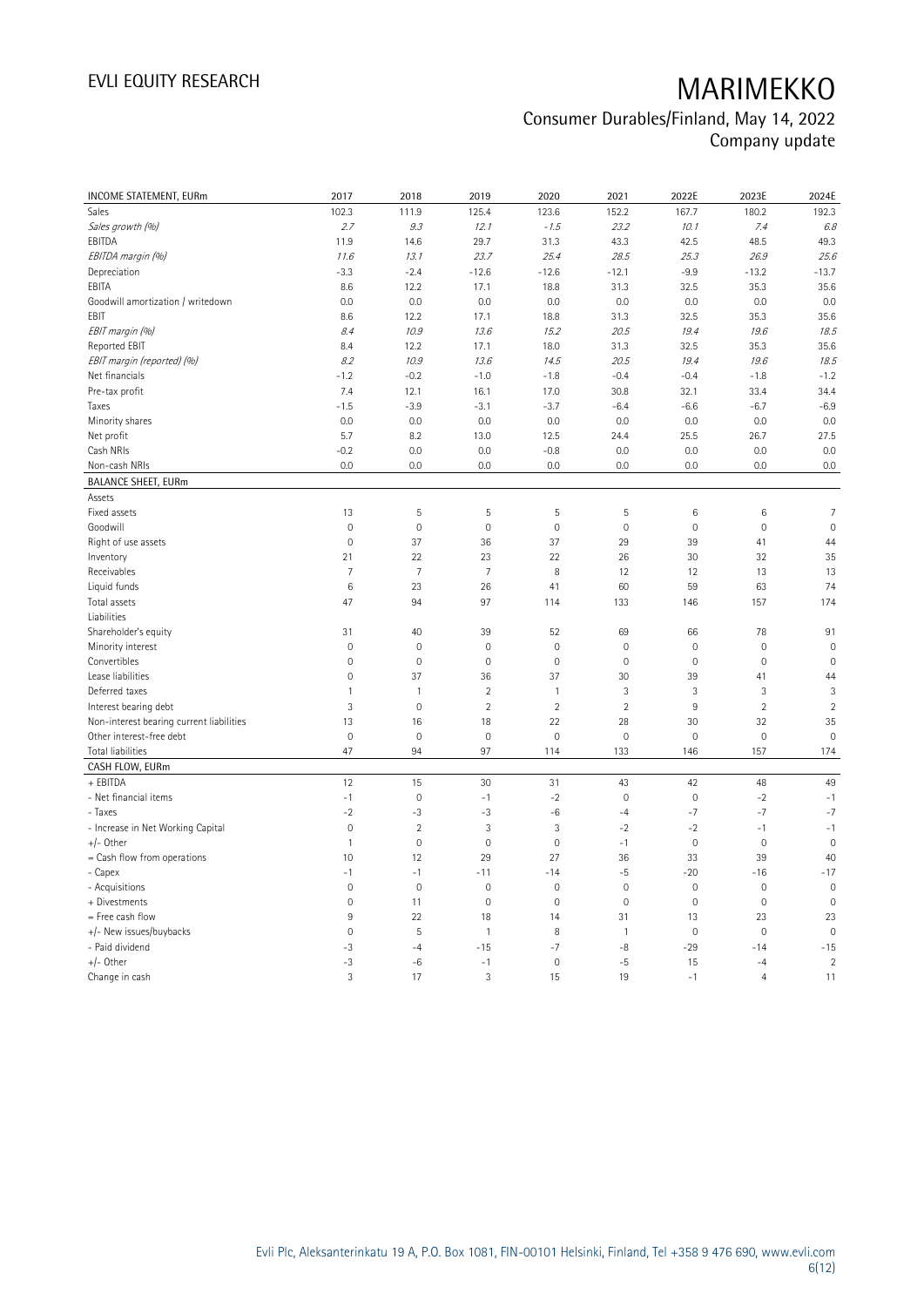| INCOME STATEMENT, EURm | 2017 | 2018 | 2019 | 2020 | 2021 | 2022E | 2023E | 2024E |
|---|---|---|---|---|---|---|---|---|
| Sales | 102.3 | 111.9 | 125.4 | 123.6 | 152.2 | 167.7 | 180.2 | 192.3 |
| *Sales growth (%)* | *2.7* | *9.3* | *12.1* | *-1.5* | *23.2* | *10.1* | *7.4* | *6.8* |
| EBITDA | 11.9 | 14.6 | 29.7 | 31.3 | 43.3 | 42.5 | 48.5 | 49.3 |
| *EBITDA margin (%)* | *11.6* | *13.1* | *23.7* | *25.4* | *28.5* | *25.3* | *26.9* | *25.6* |
| Depreciation | -3.3 | -2.4 | -12.6 | -12.6 | -12.1 | -9.9 | -13.2 | -13.7 |
| EBITA | 8.6 | 12.2 | 17.1 | 18.8 | 31.3 | 32.5 | 35.3 | 35.6 |
| Goodwill amortization / writedown | 0.0 | 0.0 | 0.0 | 0.0 | 0.0 | 0.0 | 0.0 | 0.0 |
| EBIT | 8.6 | 12.2 | 17.1 | 18.8 | 31.3 | 32.5 | 35.3 | 35.6 |
| *EBIT margin (%)* | *8.4* | *10.9* | *13.6* | *15.2* | *20.5* | *19.4* | *19.6* | *18.5* |
| Reported EBIT | 8.4 | 12.2 | 17.1 | 18.0 | 31.3 | 32.5 | 35.3 | 35.6 |
| *EBIT margin (reported) (%)* | *8.2* | *10.9* | *13.6* | *14.5* | *20.5* | *19.4* | *19.6* | *18.5* |
| Net financials | -1.2 | -0.2 | -1.0 | -1.8 | -0.4 | -0.4 | -1.8 | -1.2 |
| Pre-tax profit | 7.4 | 12.1 | 16.1 | 17.0 | 30.8 | 32.1 | 33.4 | 34.4 |
| Taxes | -1.5 | -3.9 | -3.1 | -3.7 | -6.4 | -6.6 | -6.7 | -6.9 |
| Minority shares | 0.0 | 0.0 | 0.0 | 0.0 | 0.0 | 0.0 | 0.0 | 0.0 |
| Net profit | 5.7 | 8.2 | 13.0 | 12.5 | 24.4 | 25.5 | 26.7 | 27.5 |
| Cash NRIs | -0.2 | 0.0 | 0.0 | -0.8 | 0.0 | 0.0 | 0.0 | 0.0 |
| Non-cash NRIs | 0.0 | 0.0 | 0.0 | 0.0 | 0.0 | 0.0 | 0.0 | 0.0 |
| **BALANCE SHEET, EURm** | | | | | | | | |
| Assets | | | | | | | | |
| Fixed assets | 13 | 5 | 5 | 5 | 5 | 6 | 6 | 7 |
| Goodwill | 0 | 0 | 0 | 0 | 0 | 0 | 0 | 0 |
| Right of use assets | 0 | 37 | 36 | 37 | 29 | 39 | 41 | 44 |
| Inventory | 21 | 22 | 23 | 22 | 26 | 30 | 32 | 35 |
| Receivables | 7 | 7 | 7 | 8 | 12 | 12 | 13 | 13 |
| Liquid funds | 6 | 23 | 26 | 41 | 60 | 59 | 63 | 74 |
| Total assets | 47 | 94 | 97 | 114 | 133 | 146 | 157 | 174 |
| Liabilities | | | | | | | | |
| Shareholder's equity | 31 | 40 | 39 | 52 | 69 | 66 | 78 | 91 |
| Minority interest | 0 | 0 | 0 | 0 | 0 | 0 | 0 | 0 |
| Convertibles | 0 | 0 | 0 | 0 | 0 | 0 | 0 | 0 |
| Lease liabilities | 0 | 37 | 36 | 37 | 30 | 39 | 41 | 44 |
| Deferred taxes | 1 | 1 | 2 | 1 | 3 | 3 | 3 | 3 |
| Interest bearing debt | 3 | 0 | 2 | 2 | 2 | 9 | 2 | 2 |
| Non-interest bearing current liabilities | 13 | 16 | 18 | 22 | 28 | 30 | 32 | 35 |
| Other interest-free debt | 0 | 0 | 0 | 0 | 0 | 0 | 0 | 0 |
| Total liabilities | 47 | 94 | 97 | 114 | 133 | 146 | 157 | 174 |
| **CASH FLOW, EURm** | | | | | | | | |
| + EBITDA | 12 | 15 | 30 | 31 | 43 | 42 | 48 | 49 |
| - Net financial items | -1 | 0 | -1 | -2 | 0 | 0 | -2 | -1 |
| - Taxes | -2 | -3 | -3 | -6 | -4 | -7 | -7 | -7 |
| - Increase in Net Working Capital | 0 | 2 | 3 | 3 | -2 | -2 | -1 | -1 |
| +/- Other | 1 | 0 | 0 | 0 | -1 | 0 | 0 | 0 |
| = Cash flow from operations | 10 | 12 | 29 | 27 | 36 | 33 | 39 | 40 |
| - Capex | -1 | -1 | -11 | -14 | -5 | -20 | -16 | -17 |
| - Acquisitions | 0 | 0 | 0 | 0 | 0 | 0 | 0 | 0 |
| + Divestments | 0 | 11 | 0 | 0 | 0 | 0 | 0 | 0 |
| = Free cash flow | 9 | 22 | 18 | 14 | 31 | 13 | 23 | 23 |
| +/- New issues/buybacks | 0 | 5 | 1 | 8 | 1 | 0 | 0 | 0 |
| - Paid dividend | -3 | -4 | -15 | -7 | -8 | -29 | -14 | -15 |
| +/- Other | -3 | -6 | -1 | 0 | -5 | 15 | -4 | 2 |
| Change in cash | 3 | 17 | 3 | 15 | 19 | -1 | 4 | 11 |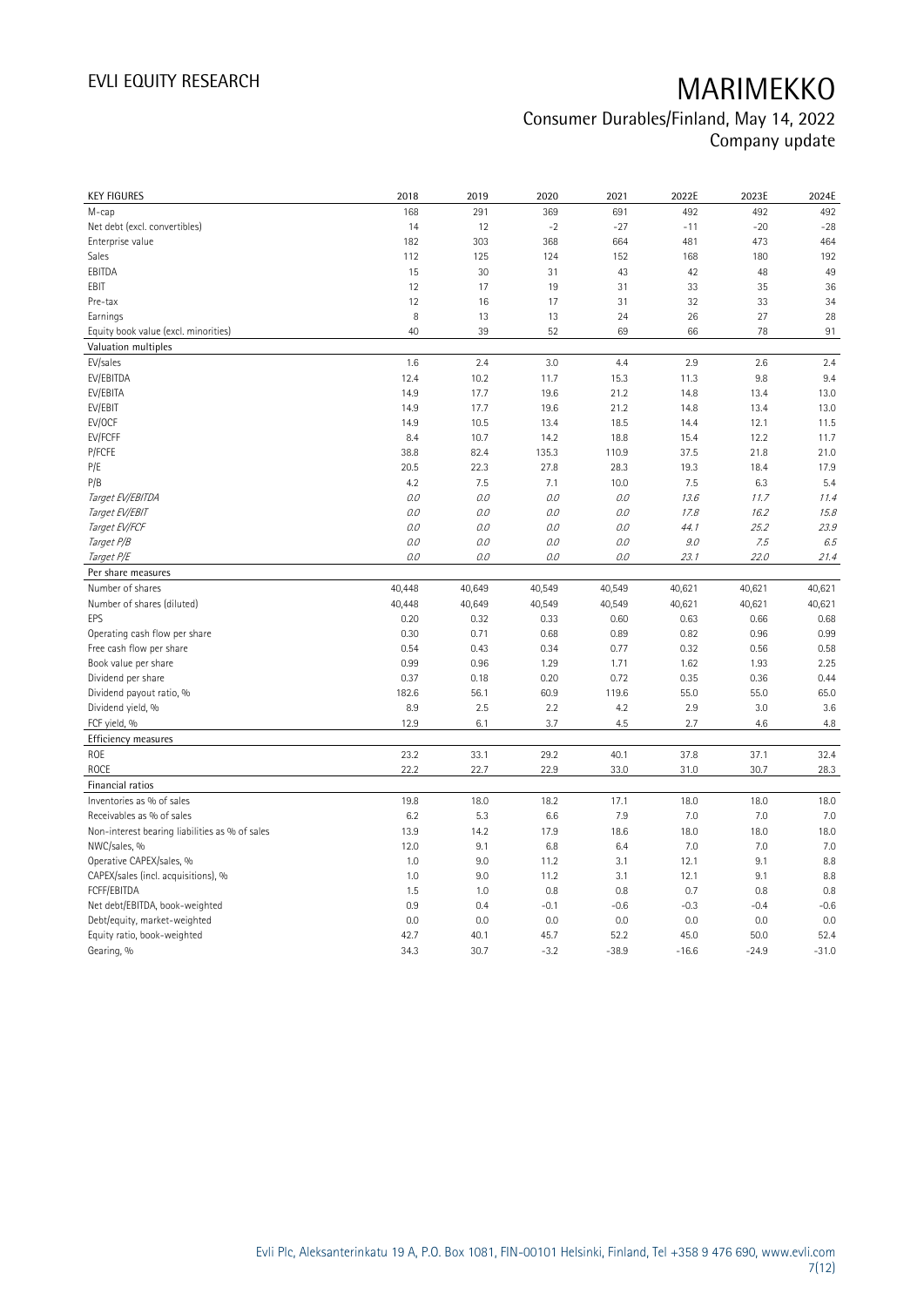| KEY FIGURES | 2018 | 2019 | 2020 | 2021 | 2022E | 2023E | 2024E |
|---|---|---|---|---|---|---|---|
| M-cap | 168 | 291 | 369 | 691 | 492 | 492 | 492 |
| Net debt (excl. convertibles) | 14 | 12 | -2 | -27 | -11 | -20 | -28 |
| Enterprise value | 182 | 303 | 368 | 664 | 481 | 473 | 464 |
| Sales | 112 | 125 | 124 | 152 | 168 | 180 | 192 |
| EBITDA | 15 | 30 | 31 | 43 | 42 | 48 | 49 |
| EBIT | 12 | 17 | 19 | 31 | 33 | 35 | 36 |
| Pre-tax | 12 | 16 | 17 | 31 | 32 | 33 | 34 |
| Earnings | 8 | 13 | 13 | 24 | 26 | 27 | 28 |
| Equity book value (excl. minorities) | 40 | 39 | 52 | 69 | 66 | 78 | 91 |
| **Valuation multiples** | | | | | | | |
| EV/sales | 1.6 | 2.4 | 3.0 | 4.4 | 2.9 | 2.6 | 2.4 |
| EV/EBITDA | 12.4 | 10.2 | 11.7 | 15.3 | 11.3 | 9.8 | 9.4 |
| EV/EBITA | 14.9 | 17.7 | 19.6 | 21.2 | 14.8 | 13.4 | 13.0 |
| EV/EBIT | 14.9 | 17.7 | 19.6 | 21.2 | 14.8 | 13.4 | 13.0 |
| EV/OCF | 14.9 | 10.5 | 13.4 | 18.5 | 14.4 | 12.1 | 11.5 |
| EV/FCFF | 8.4 | 10.7 | 14.2 | 18.8 | 15.4 | 12.2 | 11.7 |
| P/FCFE | 38.8 | 82.4 | 135.3 | 110.9 | 37.5 | 21.8 | 21.0 |
| P/E | 20.5 | 22.3 | 27.8 | 28.3 | 19.3 | 18.4 | 17.9 |
| P/B | 4.2 | 7.5 | 7.1 | 10.0 | 7.5 | 6.3 | 5.4 |
| *Target EV/EBITDA* | *0.0* | *0.0* | *0.0* | *0.0* | *13.6* | *11.7* | *11.4* |
| *Target EV/EBIT* | *0.0* | *0.0* | *0.0* | *0.0* | *17.8* | *16.2* | *15.8* |
| *Target EV/FCF* | *0.0* | *0.0* | *0.0* | *0.0* | *44.1* | *25.2* | *23.9* |
| *Target P/B* | *0.0* | *0.0* | *0.0* | *0.0* | *9.0* | *7.5* | *6.5* |
| *Target P/E* | *0.0* | *0.0* | *0.0* | *0.0* | *23.1* | *22.0* | *21.4* |
| **Per share measures** | | | | | | | |
| Number of shares | 40,448 | 40,649 | 40,549 | 40,549 | 40,621 | 40,621 | 40,621 |
| Number of shares (diluted) | 40,448 | 40,649 | 40,549 | 40,549 | 40,621 | 40,621 | 40,621 |
| EPS | 0.20 | 0.32 | 0.33 | 0.60 | 0.63 | 0.66 | 0.68 |
| Operating cash flow per share | 0.30 | 0.71 | 0.68 | 0.89 | 0.82 | 0.96 | 0.99 |
| Free cash flow per share | 0.54 | 0.43 | 0.34 | 0.77 | 0.32 | 0.56 | 0.58 |
| Book value per share | 0.99 | 0.96 | 1.29 | 1.71 | 1.62 | 1.93 | 2.25 |
| Dividend per share | 0.37 | 0.18 | 0.20 | 0.72 | 0.35 | 0.36 | 0.44 |
| Dividend payout ratio, % | 182.6 | 56.1 | 60.9 | 119.6 | 55.0 | 55.0 | 65.0 |
| Dividend yield, % | 8.9 | 2.5 | 2.2 | 4.2 | 2.9 | 3.0 | 3.6 |
| FCF yield, % | 12.9 | 6.1 | 3.7 | 4.5 | 2.7 | 4.6 | 4.8 |
| **Efficiency measures** | | | | | | | |
| ROE | 23.2 | 33.1 | 29.2 | 40.1 | 37.8 | 37.1 | 32.4 |
| ROCE | 22.2 | 22.7 | 22.9 | 33.0 | 31.0 | 30.7 | 28.3 |
| **Financial ratios** | | | | | | | |
| Inventories as % of sales | 19.8 | 18.0 | 18.2 | 17.1 | 18.0 | 18.0 | 18.0 |
| Receivables as % of sales | 6.2 | 5.3 | 6.6 | 7.9 | 7.0 | 7.0 | 7.0 |
| Non-interest bearing liabilities as % of sales | 13.9 | 14.2 | 17.9 | 18.6 | 18.0 | 18.0 | 18.0 |
| NWC/sales, % | 12.0 | 9.1 | 6.8 | 6.4 | 7.0 | 7.0 | 7.0 |
| Operative CAPEX/sales, % | 1.0 | 9.0 | 11.2 | 3.1 | 12.1 | 9.1 | 8.8 |
| CAPEX/sales (incl. acquisitions), % | 1.0 | 9.0 | 11.2 | 3.1 | 12.1 | 9.1 | 8.8 |
| FCFF/EBITDA | 1.5 | 1.0 | 0.8 | 0.8 | 0.7 | 0.8 | 0.8 |
| Net debt/EBITDA, book-weighted | 0.9 | 0.4 | -0.1 | -0.6 | -0.3 | -0.4 | -0.6 |
| Debt/equity, market-weighted | 0.0 | 0.0 | 0.0 | 0.0 | 0.0 | 0.0 | 0.0 |
| Equity ratio, book-weighted | 42.7 | 40.1 | 45.7 | 52.2 | 45.0 | 50.0 | 52.4 |
| Gearing, % | 34.3 | 30.7 | -3.2 | -38.9 | -16.6 | -24.9 | -31.0 |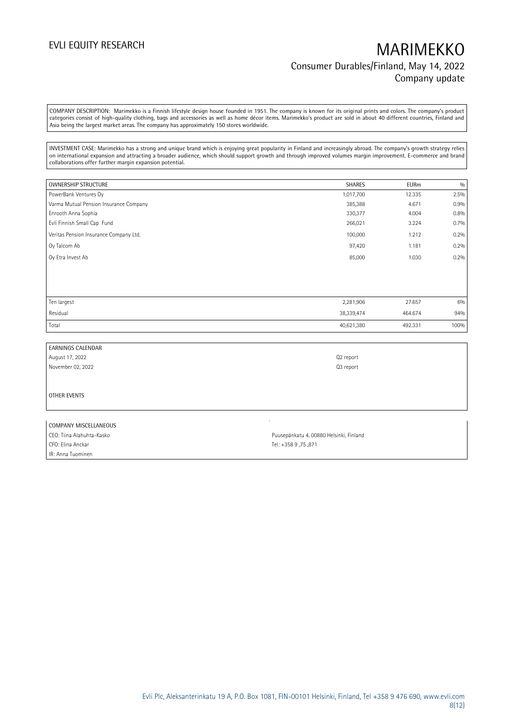COMPANY DESCRIPTION: Marimekko is a Finnish lifestyle design house founded in 1951. The company is known for its original prints and colors. The company's product categories consist of high-quality clothing, bags and accessories as well as home décor items. Marimekko's product are sold in about 40 different countries, Finland and Asia being the largest market areas. The company has approximately 150 stores worldwide.

INVESTMENT CASE: Marimekko has a strong and unique brand which is enjoying great popularity in Finland and increasingly abroad. The company's growth strategy relies on international expansion and attracting a broader audience, which should support growth and through improved volumes margin improvement. E-commerce and brand collaborations offer further margin expansion potential.

| OWNERSHIP STRUCTURE | SHARES | EURm | % |
|---|---|---|---|
| PowerBank Ventures Oy | 1,017,700 | 12.335 | 2.5% |
| Varma Mutual Pension Insurance Company | 385,388 | 4.671 | 0.9% |
| Enrooth Anna Sophia | 330,377 | 4.004 | 0.8% |
| Evli Finnish Small Cap Fund | 266,021 | 3.224 | 0.7% |
| Veritas Pension Insurance Company Ltd. | 100,000 | 1.212 | 0.2% |
| Oy Talcom Ab | 97,420 | 1.181 | 0.2% |
| Oy Etra Invest Ab | 85,000 | 1.030 | 0.2% |
| Ten largest | 2,281,906 | 27.657 | 6% |
| Residual | 38,339,474 | 464.674 | 94% |
| Total | 40,621,380 | 492.331 | 100% |

| EARNINGS CALENDAR | |
|---|---|
| August 17, 2022 | Q2 report |
| November 02, 2022 | Q3 report |

OTHER EVENTS

| COMPANY MISCELLANEOUS | |
|---|---|
| CEO: Tiina Alahuhta-Kasko | Puusepänkatu 4. 00880 Helsinki, Finland |
| CFO: Elina Anckar | Tel: +358 9 ,75 ,871 |
| IR: Anna Tuominen | |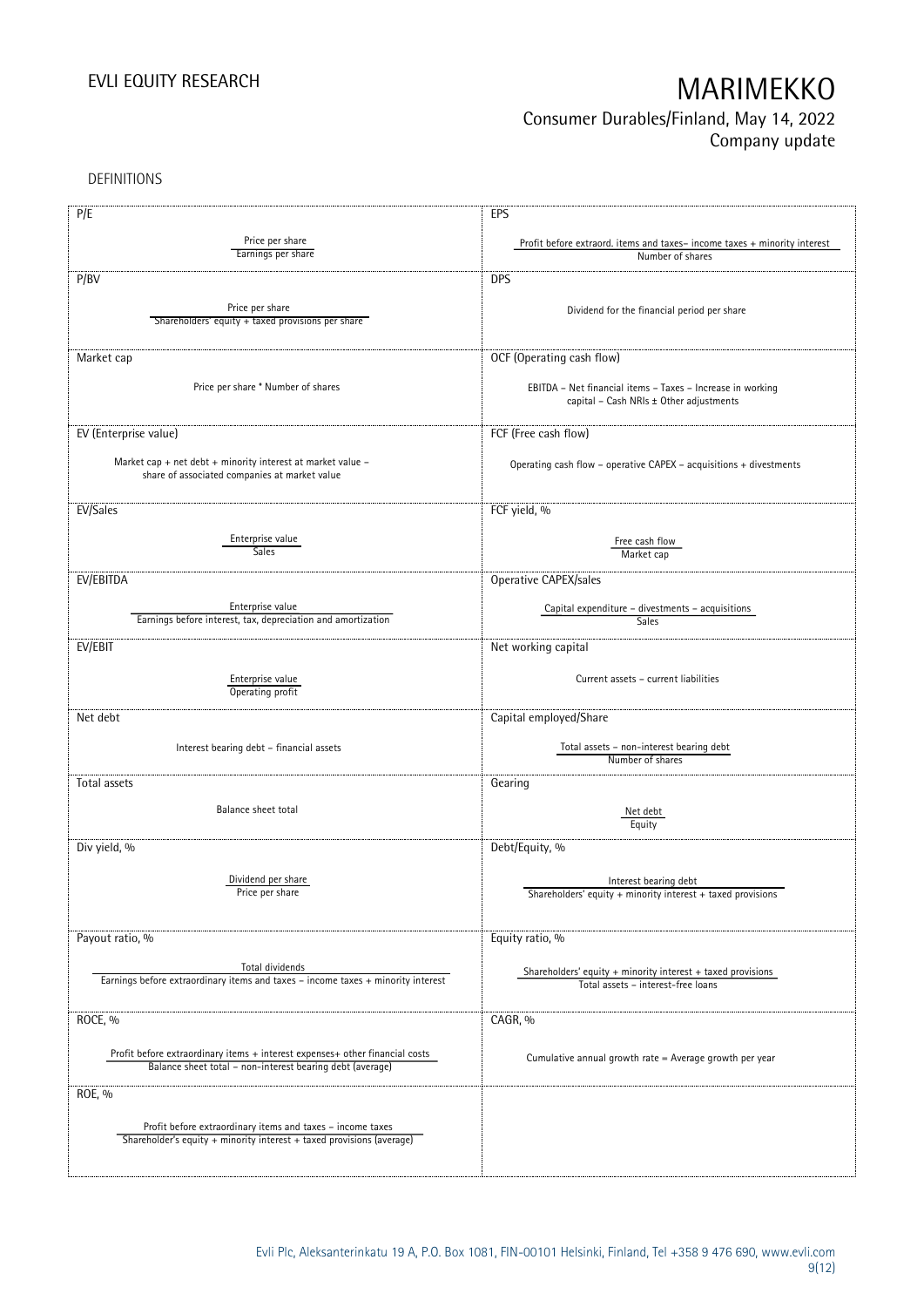DEFINITIONS

| P/E | EPS |
|---|---|
| $\frac{\text{Price per share}}{\text{Earnings per share}}$ | $\frac{\text{Profit before extraord. items and taxes– income taxes + minority interest}}{\text{Number of shares}}$ |
| **P/BV** | **DPS** |
| $\frac{\text{Price per share}}{\text{Shareholders' equity + taxed provisions per share}}$ | Dividend for the financial period per share |
| **Market cap** | **OCF (Operating cash flow)** |
| Price per share * Number of shares | EBITDA – Net financial items – Taxes – Increase in working capital – Cash NRIs ± Other adjustments |
| **EV (Enterprise value)** | **FCF (Free cash flow)** |
| Market cap + net debt + minority interest at market value – share of associated companies at market value | Operating cash flow – operative CAPEX – acquisitions + divestments |
| **EV/Sales** | **FCF yield, %** |
| $\frac{\text{Enterprise value}}{\text{Sales}}$ | $\frac{\text{Free cash flow}}{\text{Market cap}}$ |
| **EV/EBITDA** | **Operative CAPEX/sales** |
| $\frac{\text{Enterprise value}}{\text{Earnings before interest, tax, depreciation and amortization}}$ | $\frac{\text{Capital expenditure – divestments – acquisitions}}{\text{Sales}}$ |
| **EV/EBIT** | **Net working capital** |
| $\frac{\text{Enterprise value}}{\text{Operating profit}}$ | Current assets – current liabilities |
| **Net debt** | **Capital employed/Share** |
| Interest bearing debt – financial assets | $\frac{\text{Total assets – non-interest bearing debt}}{\text{Number of shares}}$ |
| **Total assets** | **Gearing** |
| Balance sheet total | $\frac{\text{Net debt}}{\text{Equity}}$ |
| **Div yield, %** | **Debt/Equity, %** |
| $\frac{\text{Dividend per share}}{\text{Price per share}}$ | $\frac{\text{Interest bearing debt}}{\text{Shareholders' equity + minority interest + taxed provisions}}$ |
| **Payout ratio, %** | **Equity ratio, %** |
| $\frac{\text{Total dividends}}{\text{Earnings before extraordinary items and taxes – income taxes + minority interest}}$ | $\frac{\text{Shareholders' equity + minority interest + taxed provisions}}{\text{Total assets – interest-free loans}}$ |
| **ROCE, %** | **CAGR, %** |
| $\frac{\text{Profit before extraordinary items + interest expenses+ other financial costs}}{\text{Balance sheet total – non-interest bearing debt (average)}}$ | Cumulative annual growth rate = Average growth per year |
| **ROE, %** | |
| $\frac{\text{Profit before extraordinary items and taxes – income taxes}}{\text{Shareholder's equity + minority interest + taxed provisions (average)}}$ | |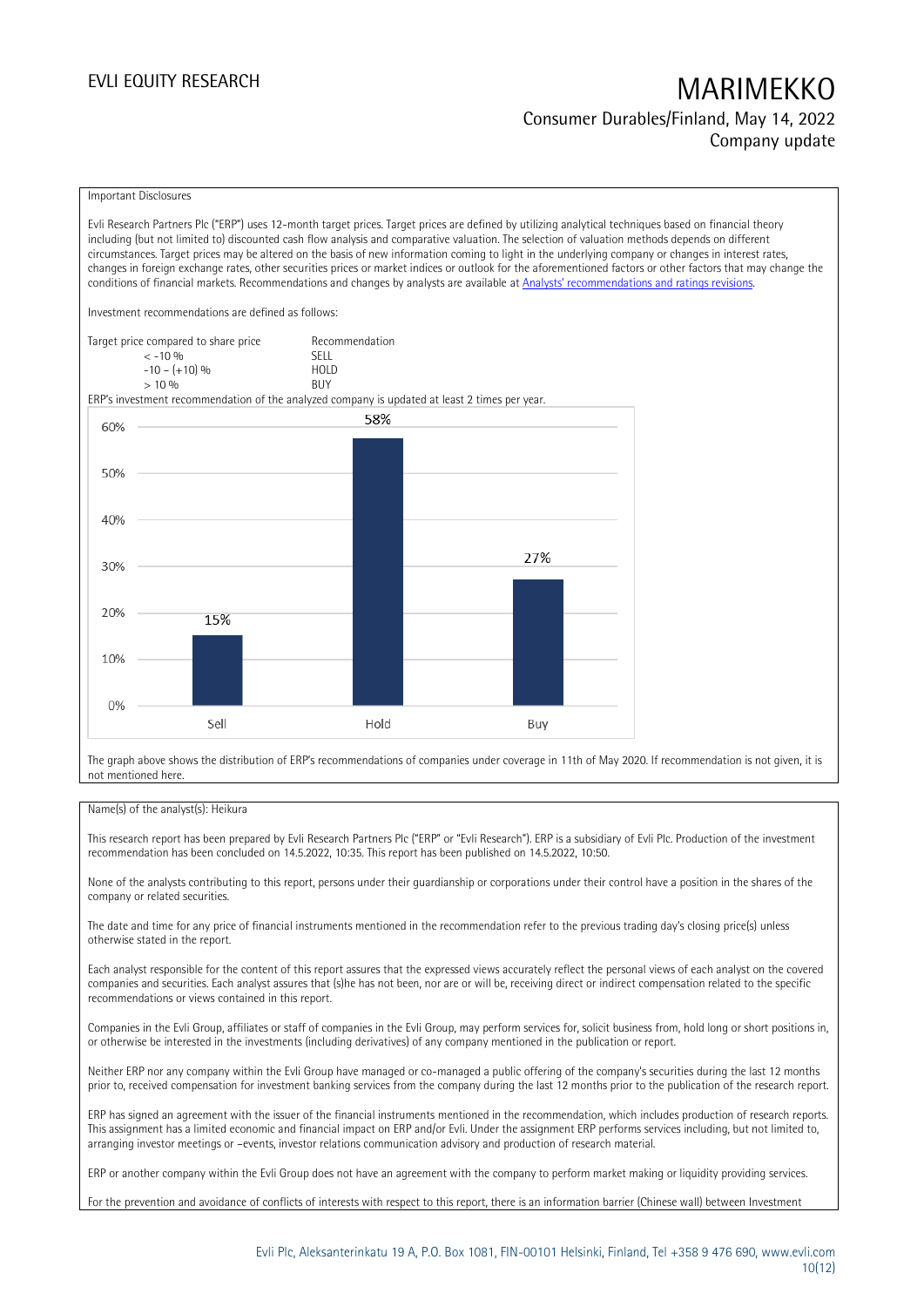Important Disclosures

Evli Research Partners Plc ("ERP") uses 12-month target prices. Target prices are defined by utilizing analytical techniques based on financial theory including (but not limited to) discounted cash flow analysis and comparative valuation. The selection of valuation methods depends on different circumstances. Target prices may be altered on the basis of new information coming to light in the underlying company or changes in interest rates, changes in foreign exchange rates, other securities prices or market indices or outlook for the aforementioned factors or other factors that may change the conditions of financial markets. Recommendations and changes by analysts are available at [Analysts' recommendations and ratings revisions](#).

Investment recommendations are defined as follows:

| Target price compared to share price | Recommendation |
| --- | --- |
| < -10 % | SELL |
| -10 – (+10) % | HOLD |
| > 10 % | BUY |

ERP's investment recommendation of the analyzed company is updated at least 2 times per year.

| | Sell | Hold | Buy |
| --- | --- | --- | --- |
| Share of recommendations | 15% | 58% | 27% |

The graph above shows the distribution of ERP's recommendations of companies under coverage in 11th of May 2020. If recommendation is not given, it is not mentioned here.

Name(s) of the analyst(s): Heikura

This research report has been prepared by Evli Research Partners Plc ("ERP" or "Evli Research"). ERP is a subsidiary of Evli Plc. Production of the investment recommendation has been concluded on 14.5.2022, 10:35. This report has been published on 14.5.2022, 10:50.

None of the analysts contributing to this report, persons under their guardianship or corporations under their control have a position in the shares of the company or related securities.

The date and time for any price of financial instruments mentioned in the recommendation refer to the previous trading day's closing price(s) unless otherwise stated in the report.

Each analyst responsible for the content of this report assures that the expressed views accurately reflect the personal views of each analyst on the covered companies and securities. Each analyst assures that (s)he has not been, nor are or will be, receiving direct or indirect compensation related to the specific recommendations or views contained in this report.

Companies in the Evli Group, affiliates or staff of companies in the Evli Group, may perform services for, solicit business from, hold long or short positions in, or otherwise be interested in the investments (including derivatives) of any company mentioned in the publication or report.

Neither ERP nor any company within the Evli Group have managed or co-managed a public offering of the company's securities during the last 12 months prior to, received compensation for investment banking services from the company during the last 12 months prior to the publication of the research report.

ERP has signed an agreement with the issuer of the financial instruments mentioned in the recommendation, which includes production of research reports. This assignment has a limited economic and financial impact on ERP and/or Evli. Under the assignment ERP performs services including, but not limited to, arranging investor meetings or –events, investor relations communication advisory and production of research material.

ERP or another company within the Evli Group does not have an agreement with the company to perform market making or liquidity providing services.

For the prevention and avoidance of conflicts of interests with respect to this report, there is an information barrier (Chinese wall) between Investment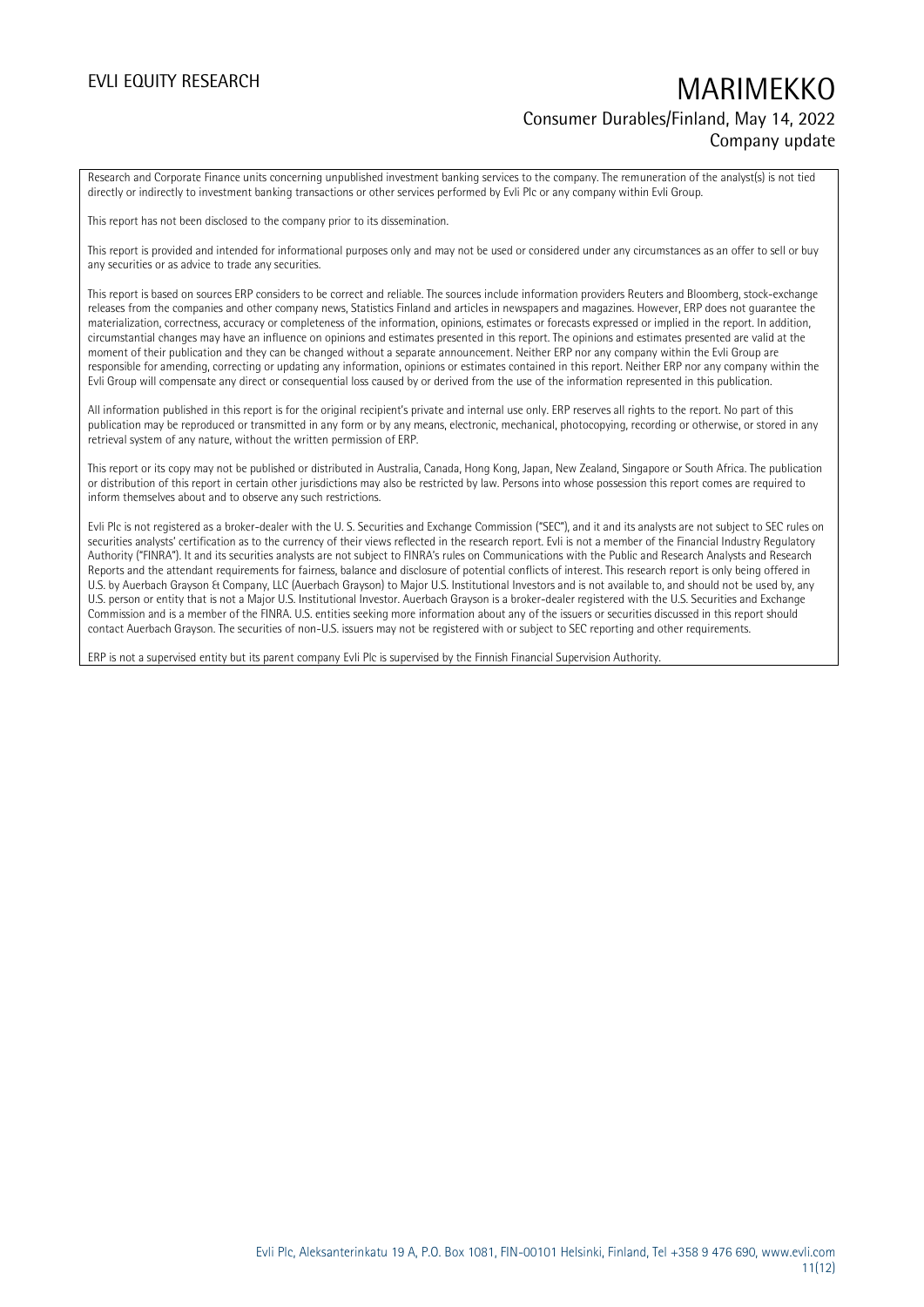Research and Corporate Finance units concerning unpublished investment banking services to the company. The remuneration of the analyst(s) is not tied directly or indirectly to investment banking transactions or other services performed by Evli Plc or any company within Evli Group.

This report has not been disclosed to the company prior to its dissemination.

This report is provided and intended for informational purposes only and may not be used or considered under any circumstances as an offer to sell or buy any securities or as advice to trade any securities.

This report is based on sources ERP considers to be correct and reliable. The sources include information providers Reuters and Bloomberg, stock-exchange releases from the companies and other company news, Statistics Finland and articles in newspapers and magazines. However, ERP does not guarantee the materialization, correctness, accuracy or completeness of the information, opinions, estimates or forecasts expressed or implied in the report. In addition, circumstantial changes may have an influence on opinions and estimates presented in this report. The opinions and estimates presented are valid at the moment of their publication and they can be changed without a separate announcement. Neither ERP nor any company within the Evli Group are responsible for amending, correcting or updating any information, opinions or estimates contained in this report. Neither ERP nor any company within the Evli Group will compensate any direct or consequential loss caused by or derived from the use of the information represented in this publication.

All information published in this report is for the original recipient's private and internal use only. ERP reserves all rights to the report. No part of this publication may be reproduced or transmitted in any form or by any means, electronic, mechanical, photocopying, recording or otherwise, or stored in any retrieval system of any nature, without the written permission of ERP.

This report or its copy may not be published or distributed in Australia, Canada, Hong Kong, Japan, New Zealand, Singapore or South Africa. The publication or distribution of this report in certain other jurisdictions may also be restricted by law. Persons into whose possession this report comes are required to inform themselves about and to observe any such restrictions.

Evli Plc is not registered as a broker-dealer with the U. S. Securities and Exchange Commission ("SEC"), and it and its analysts are not subject to SEC rules on securities analysts' certification as to the currency of their views reflected in the research report. Evli is not a member of the Financial Industry Regulatory Authority ("FINRA"). It and its securities analysts are not subject to FINRA's rules on Communications with the Public and Research Analysts and Research Reports and the attendant requirements for fairness, balance and disclosure of potential conflicts of interest. This research report is only being offered in U.S. by Auerbach Grayson & Company, LLC (Auerbach Grayson) to Major U.S. Institutional Investors and is not available to, and should not be used by, any U.S. person or entity that is not a Major U.S. Institutional Investor. Auerbach Grayson is a broker-dealer registered with the U.S. Securities and Exchange Commission and is a member of the FINRA. U.S. entities seeking more information about any of the issuers or securities discussed in this report should contact Auerbach Grayson. The securities of non-U.S. issuers may not be registered with or subject to SEC reporting and other requirements.

ERP is not a supervised entity but its parent company Evli Plc is supervised by the Finnish Financial Supervision Authority.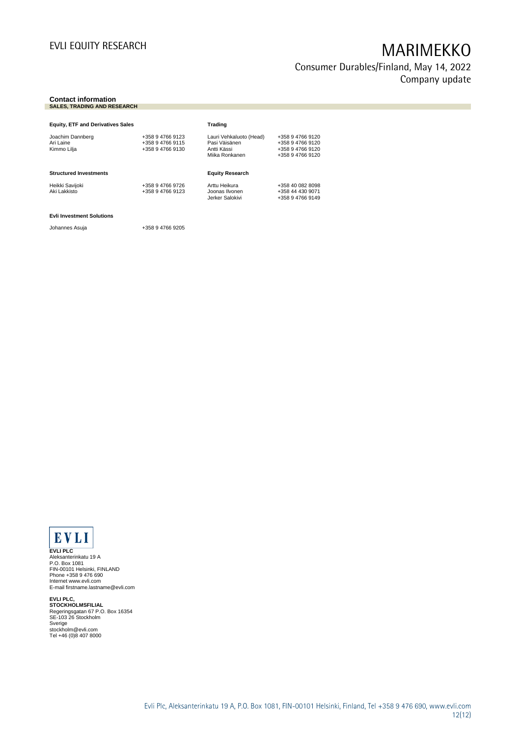## Contact information

**SALES, TRADING AND RESEARCH**

| | | | |
|---|---|---|---|
| **Equity, ETF and Derivatives Sales** | | **Trading** | |
| Joachim Dannberg | +358 9 4766 9123 | Lauri Vehkaluoto (Head) | +358 9 4766 9120 |
| Ari Laine | +358 9 4766 9115 | Pasi Väisänen | +358 9 4766 9120 |
| Kimmo Lilja | +358 9 4766 9130 | Antti Kässi | +358 9 4766 9120 |
| | | Miika Ronkanen | +358 9 4766 9120 |
| **Structured Investments** | | **Equity Research** | |
| Heikki Savijoki | +358 9 4766 9726 | Arttu Heikura | +358 40 082 8098 |
| Aki Lakkisto | +358 9 4766 9123 | Joonas Ilvonen | +358 44 430 9071 |
| | | Jerker Salokivi | +358 9 4766 9149 |
| **Evli Investment Solutions** | | | |
| Johannes Asuja | +358 9 4766 9205 | | |

EVLI

**EVLI PLC**
Aleksanterinkatu 19 A
P.O. Box 1081
FIN-00101 Helsinki, FINLAND
Phone +358 9 476 690
Internet www.evli.com
E-mail firstname.lastname@evli.com

**EVLI PLC, STOCKHOLMSFILIAL**
Regeringsgatan 67 P.O. Box 16354
SE-103 26 Stockholm
Sverige
stockholm@evli.com
Tel +46 (0)8 407 8000